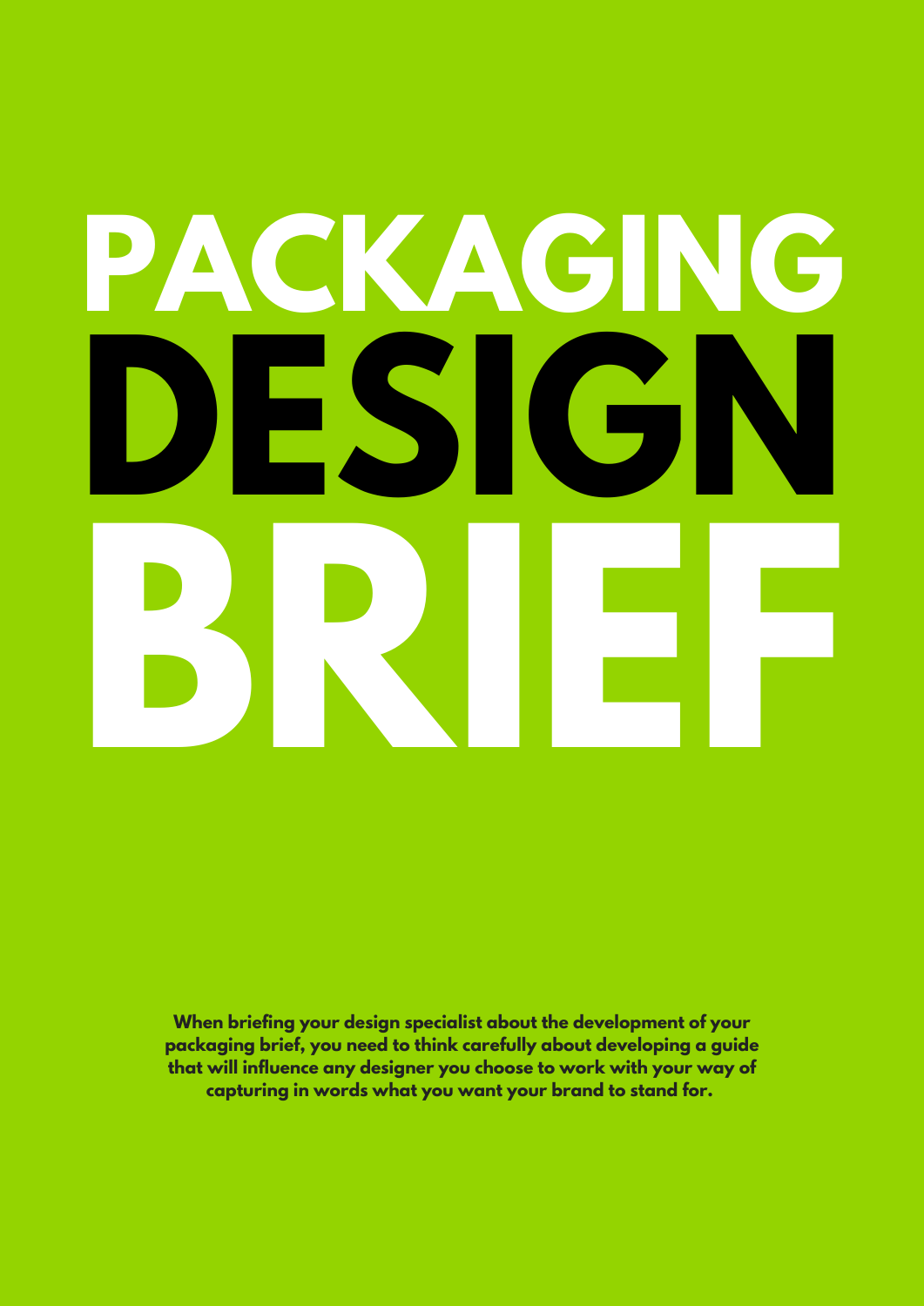# PACKAGING DESIGN BRIEF

**When briefing your design specialist about the development of your packaging brief, you need to think carefully about developing a guide that will influence any designer you choose to work with your way of capturing in words what you want your brand to stand for.**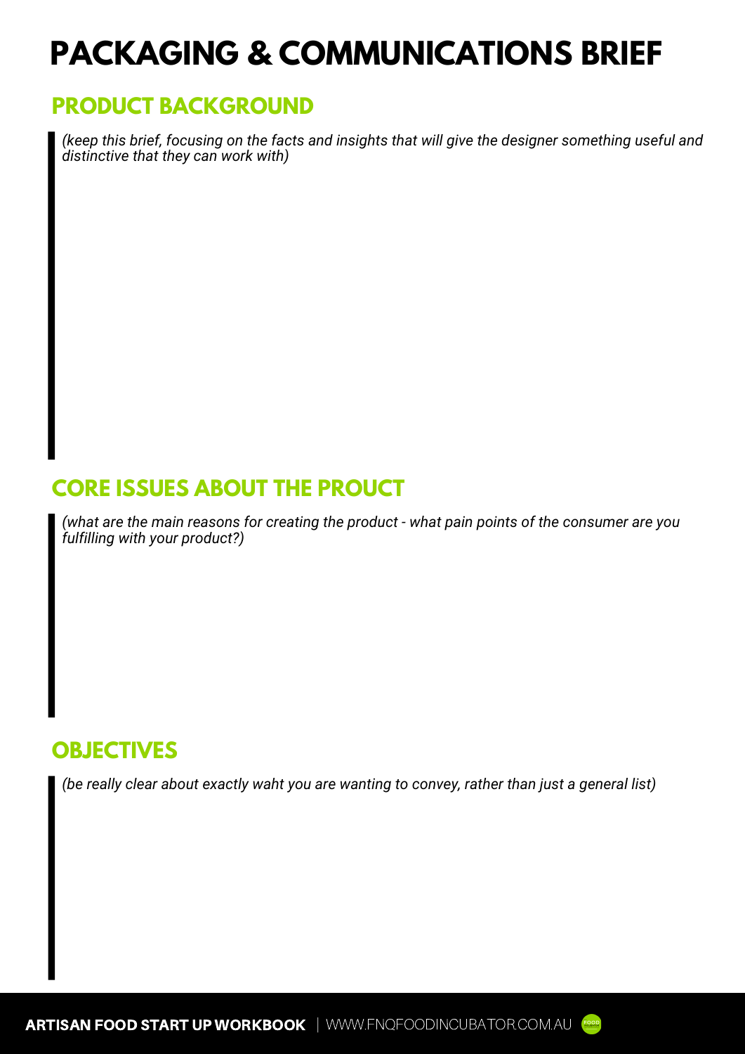# PACKAGING & COMMUNICATIONS BRIEF

## PRODUCT BACKGROUND

*(keep this brief, focusing on the facts and insights that will give the designer something useful and distinctive that they can work with)*

## CORE ISSUES ABOUT THE PROUCT

*(what are the main reasons for creating the product - what pain points of the consumer are you fulfilling with your product?)*

## OBJECTIVES

*(be really clear about exactly waht you are wanting to convey, rather than just a general list)*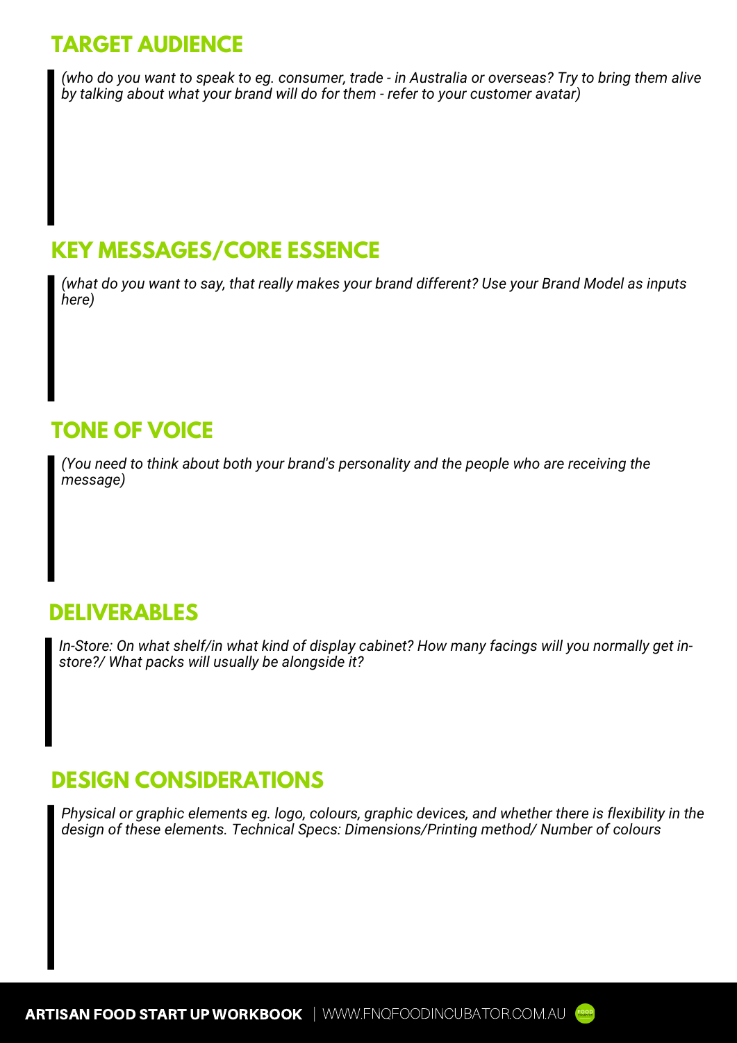## TARGET AUDIENCE

*(who do you want to speak to eg. consumer, trade - in Australia or overseas? Try to bring them alive by talking about what your brand will do for them - refer to your customer avatar)*

## KEY MESSAGES/CORE ESSENCE

*(what do you want to say, that really makes your brand different? Use your Brand Model as inputs here)*

## TONE OF VOICE

*(You need to think about both your brand's personality and the people who are receiving the message)*

## DELIVERABLES

*In-Store: On what shelf/in what kind of display cabinet? How many facings will you normally get in-store?/ What packs will usually be alongside it?*

## DESIGN CONSIDERATIONS

*Physical or graphic elements eg. logo, colours, graphic devices, and whether there is flexibility in the design of these elements. Technical Specs: Dimensions/Printing method/ Number of colours*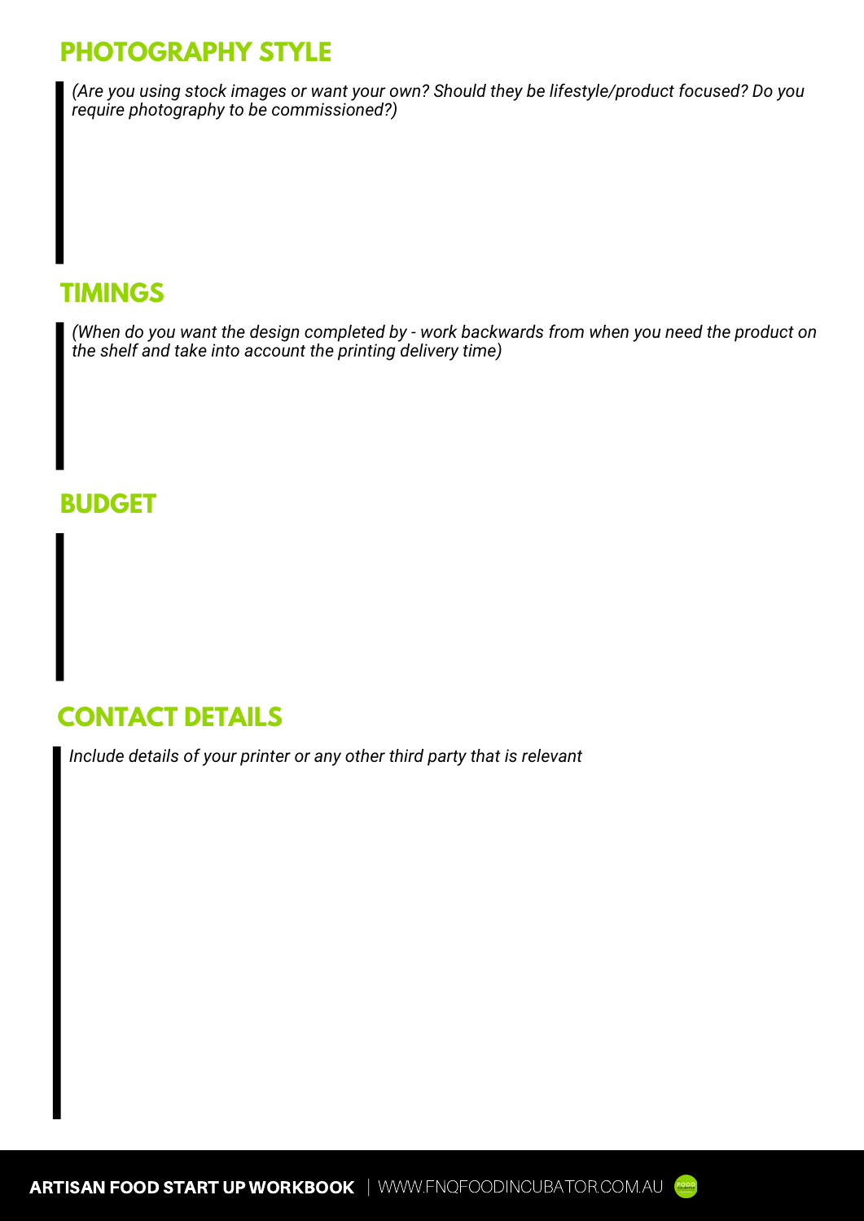## PHOTOGRAPHY STYLE

*(Are you using stock images or want your own? Should they be lifestyle/product focused? Do you require photography to be commissioned?)*

## TIMINGS

*(When do you want the design completed by - work backwards from when you need the product on the shelf and take into account the printing delivery time)*

## BUDGET

## CONTACT DETAILS

*Include details of your printer or any other third party that is relevant*